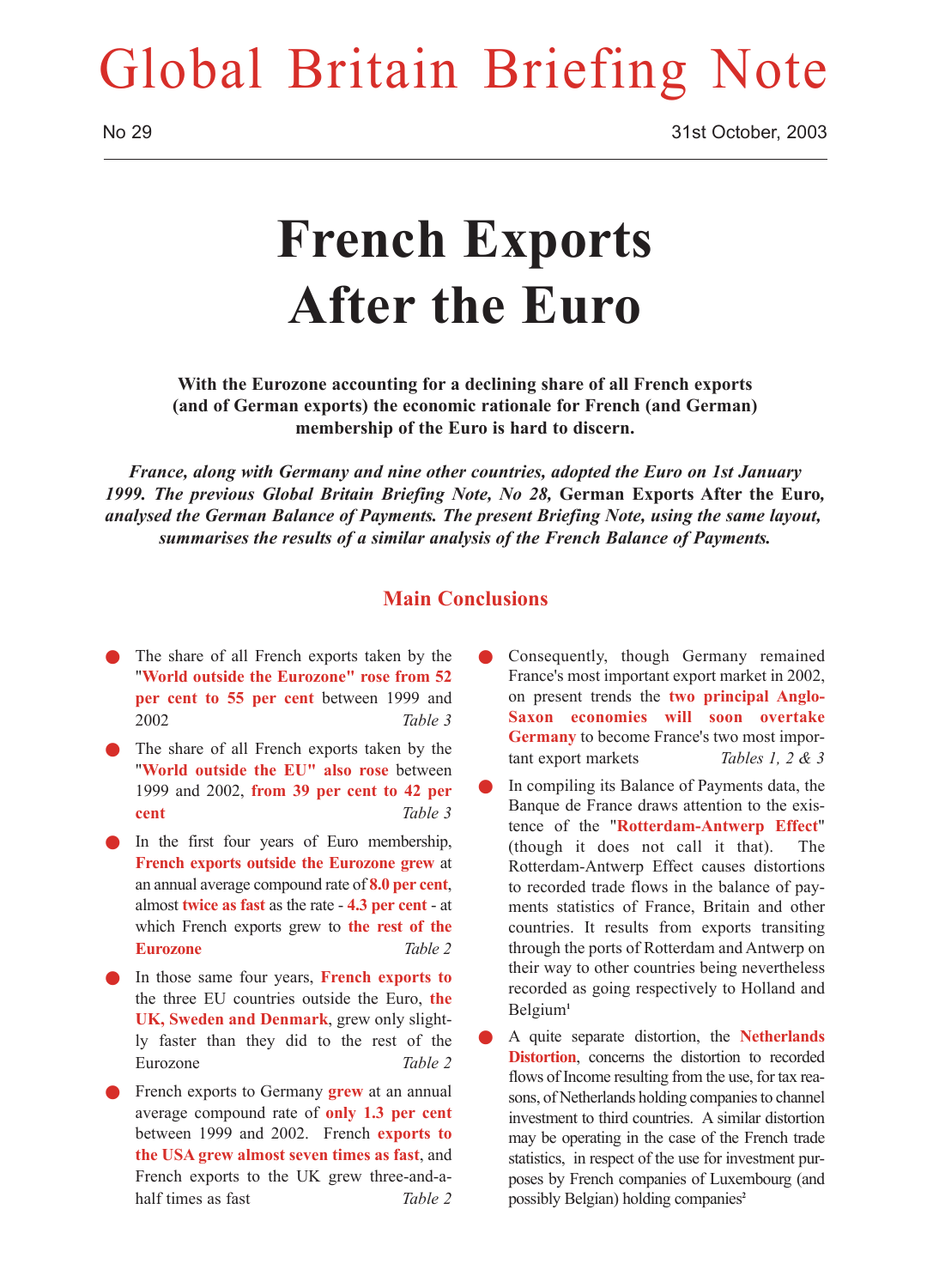# Global Britain Briefing Note

No 29 — 31st October, 2003

# French Exports After the Euro

**With the Eurozone accounting for a declining share of all French exports (and of German exports) the economic rationale for French (and German) membership of the Euro is hard to discern.**

***France, along with Germany and nine other countries, adopted the Euro on 1st January 1999. The previous Global Britain Briefing Note, No 28,* German Exports After the Euro, *analysed the German Balance of Payments. The present Briefing Note, using the same layout, summarises the results of a similar analysis of the French Balance of Payments.***

## Main Conclusions

- The share of all French exports taken by the "**World outside the Eurozone" rose from 52 per cent to 55 per cent** between 1999 and 2002 *Table 3*
- The share of all French exports taken by the "**World outside the EU" also rose** between 1999 and 2002, **from 39 per cent to 42 per cent** *Table 3*
- In the first four years of Euro membership, **French exports outside the Eurozone grew** at an annual average compound rate of **8.0 per cent**, almost **twice as fast** as the rate - **4.3 per cent** - at which French exports grew to **the rest of the Eurozone** *Table 2*
- In those same four years, **French exports to** the three EU countries outside the Euro, **the UK, Sweden and Denmark**, grew only slightly faster than they did to the rest of the Eurozone *Table 2*
- French exports to Germany **grew** at an annual average compound rate of **only 1.3 per cent** between 1999 and 2002. French **exports to the USA grew almost seven times as fast**, and French exports to the UK grew three-and-a-half times as fast *Table 2*
- Consequently, though Germany remained France's most important export market in 2002, on present trends the **two principal Anglo-Saxon economies will soon overtake Germany** to become France's two most important export markets *Tables 1, 2 & 3*
- In compiling its Balance of Payments data, the Banque de France draws attention to the existence of the "**Rotterdam-Antwerp Effect**" (though it does not call it that). The Rotterdam-Antwerp Effect causes distortions to recorded trade flows in the balance of payments statistics of France, Britain and other countries. It results from exports transiting through the ports of Rotterdam and Antwerp on their way to other countries being nevertheless recorded as going respectively to Holland and Belgium[1]
- A quite separate distortion, the **Netherlands Distortion**, concerns the distortion to recorded flows of Income resulting from the use, for tax reasons, of Netherlands holding companies to channel investment to third countries. A similar distortion may be operating in the case of the French trade statistics, in respect of the use for investment purposes by French companies of Luxembourg (and possibly Belgian) holding companies[2]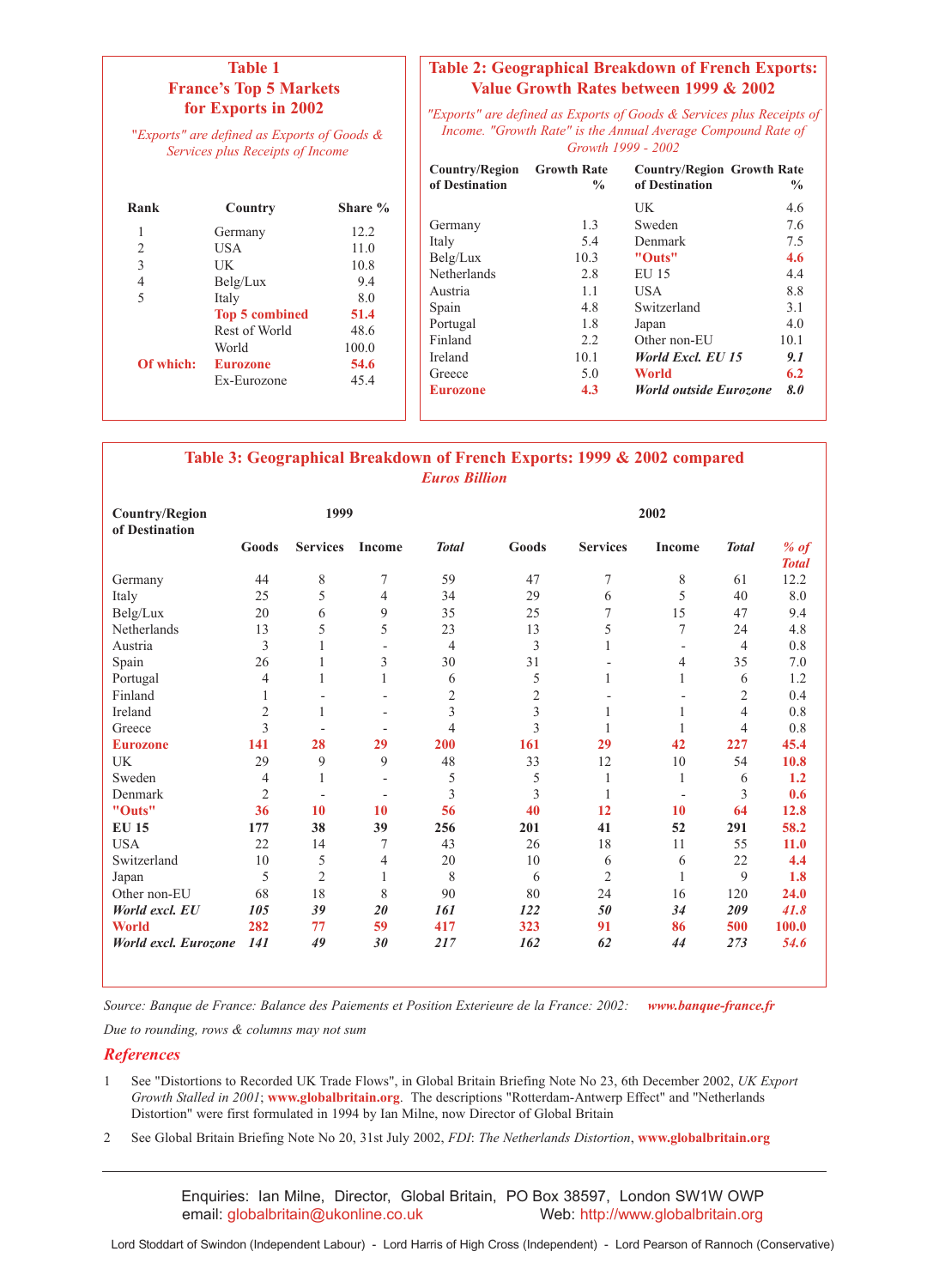## Table 1
## France's Top 5 Markets for Exports in 2002

*"Exports" are defined as Exports of Goods & Services plus Receipts of Income*

| Rank | Country | Share % |
|---|---|---|
| 1 | Germany | 12.2 |
| 2 | USA | 11.0 |
| 3 | UK | 10.8 |
| 4 | Belg/Lux | 9.4 |
| 5 | Italy | 8.0 |
| | **Top 5 combined** | **51.4** |
| | Rest of World | 48.6 |
| | World | 100.0 |
| **Of which:** | **Eurozone** | **54.6** |
| | Ex-Eurozone | 45.4 |

## Table 2: Geographical Breakdown of French Exports: Value Growth Rates between 1999 & 2002

*"Exports" are defined as Exports of Goods & Services plus Receipts of Income. "Growth Rate" is the Annual Average Compound Rate of Growth 1999 - 2002*

| Country/Region of Destination | Growth Rate % | Country/Region of Destination | Growth Rate % |
|---|---|---|---|
| | | UK | 4.6 |
| Germany | 1.3 | Sweden | 7.6 |
| Italy | 5.4 | Denmark | 7.5 |
| Belg/Lux | 10.3 | **"Outs"** | **4.6** |
| Netherlands | 2.8 | EU 15 | 4.4 |
| Austria | 1.1 | USA | 8.8 |
| Spain | 4.8 | Switzerland | 3.1 |
| Portugal | 1.8 | Japan | 4.0 |
| Finland | 2.2 | Other non-EU | 10.1 |
| Ireland | 10.1 | ***World Excl. EU 15*** | ***9.1*** |
| Greece | 5.0 | **World** | **6.2** |
| **Eurozone** | **4.3** | ***World outside Eurozone*** | ***8.0*** |

## Table 3: Geographical Breakdown of French Exports: 1999 & 2002 compared
### *Euros Billion*

| Country/Region of Destination | 1999 | | | | 2002 | | | | |
|---|---|---|---|---|---|---|---|---|---|
| | Goods | Services | Income | *Total* | Goods | Services | Income | *Total* | *% of Total* |
| Germany | 44 | 8 | 7 | 59 | 47 | 7 | 8 | 61 | 12.2 |
| Italy | 25 | 5 | 4 | 34 | 29 | 6 | 5 | 40 | 8.0 |
| Belg/Lux | 20 | 6 | 9 | 35 | 25 | 7 | 15 | 47 | 9.4 |
| Netherlands | 13 | 5 | 5 | 23 | 13 | 5 | 7 | 24 | 4.8 |
| Austria | 3 | 1 | - | 4 | 3 | 1 | - | 4 | 0.8 |
| Spain | 26 | 1 | 3 | 30 | 31 | - | 4 | 35 | 7.0 |
| Portugal | 4 | 1 | 1 | 6 | 5 | 1 | 1 | 6 | 1.2 |
| Finland | 1 | - | - | 2 | 2 | - | - | 2 | 0.4 |
| Ireland | 2 | 1 | - | 3 | 3 | 1 | 1 | 4 | 0.8 |
| Greece | 3 | - | - | 4 | 3 | 1 | 1 | 4 | 0.8 |
| **Eurozone** | **141** | **28** | **29** | **200** | **161** | **29** | **42** | **227** | **45.4** |
| UK | 29 | 9 | 9 | 48 | 33 | 12 | 10 | 54 | **10.8** |
| Sweden | 4 | 1 | - | 5 | 5 | 1 | 1 | 6 | **1.2** |
| Denmark | 2 | - | - | 3 | 3 | 1 | - | 3 | **0.6** |
| **"Outs"** | **36** | **10** | **10** | **56** | **40** | **12** | **10** | **64** | **12.8** |
| **EU 15** | **177** | **38** | **39** | **256** | **201** | **41** | **52** | **291** | **58.2** |
| USA | 22 | 14 | 7 | 43 | 26 | 18 | 11 | 55 | **11.0** |
| Switzerland | 10 | 5 | 4 | 20 | 10 | 6 | 6 | 22 | **4.4** |
| Japan | 5 | 2 | 1 | 8 | 6 | 2 | 1 | 9 | **1.8** |
| Other non-EU | 68 | 18 | 8 | 90 | 80 | 24 | 16 | 120 | **24.0** |
| ***World excl. EU*** | ***105*** | ***39*** | ***20*** | ***161*** | ***122*** | ***50*** | ***34*** | ***209*** | ***41.8*** |
| **World** | **282** | **77** | **59** | **417** | **323** | **91** | **86** | **500** | **100.0** |
| ***World excl. Eurozone*** | ***141*** | ***49*** | ***30*** | ***217*** | ***162*** | ***62*** | ***44*** | ***273*** | ***54.6*** |

*Source: Banque de France: Balance des Paiements et Position Exterieure de la France: 2002:* ***www.banque-france.fr***

*Due to rounding, rows & columns may not sum*

## *References*

1. See "Distortions to Recorded UK Trade Flows", in Global Britain Briefing Note No 23, 6th December 2002, *UK Export Growth Stalled in 2001*; **www.globalbritain.org**. The descriptions "Rotterdam-Antwerp Effect" and "Netherlands Distortion" were first formulated in 1994 by Ian Milne, now Director of Global Britain

2. See Global Britain Briefing Note No 20, 31st July 2002, *FDI*: *The Netherlands Distortion*, **www.globalbritain.org**

---

Enquiries: Ian Milne, Director, Global Britain, PO Box 38597, London SW1W OWP
email: globalbritain@ukonline.co.uk Web: http://www.globalbritain.org

Lord Stoddart of Swindon (Independent Labour) - Lord Harris of High Cross (Independent) - Lord Pearson of Rannoch (Conservative)